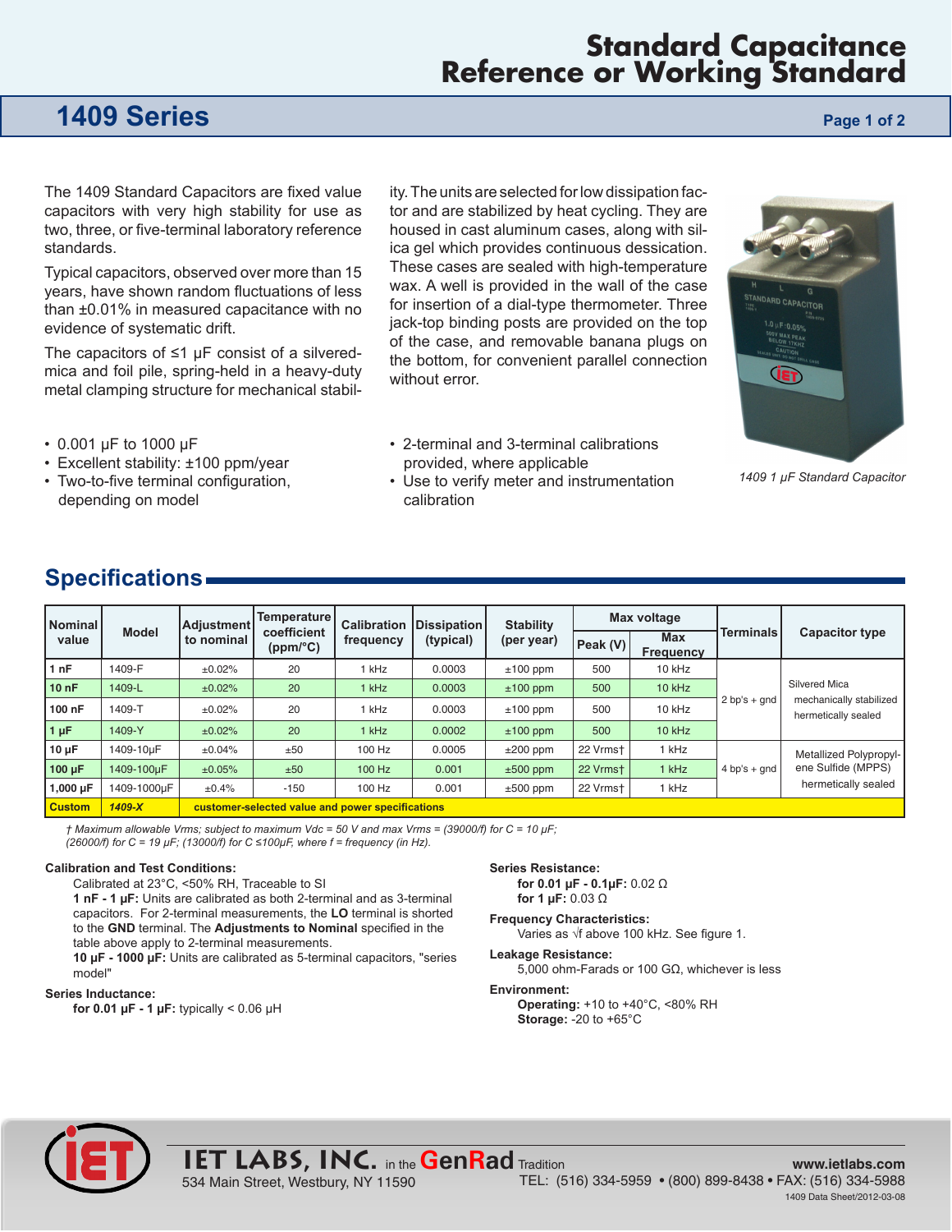# Standard Capacitance Reference or Working Standard

## 1409 Series

The 1409 Standard Capacitors are fixed value capacitors with very high stability for use as two, three, or five-terminal laboratory reference standards.

Typical capacitors, observed over more than 15 years, have shown random fluctuations of less than ±0.01% in measured capacitance with no evidence of systematic drift.

The capacitors of ≤1 µF consist of a silvered-mica and foil pile, spring-held in a heavy-duty metal clamping structure for mechanical stability. The units are selected for low dissipation factor and are stabilized by heat cycling. They are housed in cast aluminum cases, along with silica gel which provides continuous dessication. These cases are sealed with high-temperature wax. A well is provided in the wall of the case for insertion of a dial-type thermometer. Three jack-top binding posts are provided on the top of the case, and removable banana plugs on the bottom, for convenient parallel connection without error.

*1409 1 µF Standard Capacitor*

- 0.001 µF to 1000 µF
- Excellent stability: ±100 ppm/year
- Two-to-five terminal configuration, depending on model
- 2-terminal and 3-terminal calibrations provided, where applicable
- Use to verify meter and instrumentation calibration

## Specifications

| Nominal value | Model | Adjustment to nominal | Temperature coefficient (ppm/°C) | Calibration frequency | Dissipation (typical) | Stability (per year) | Max voltage | | Terminals | Capacitor type |
|---|---|---|---|---|---|---|---|---|---|---|
| | | | | | | | Peak (V) | Max Frequency | | |
| **1 nF** | 1409-F | ±0.02% | 20 | 1 kHz | 0.0003 | ±100 ppm | 500 | 10 kHz | 2 bp's + gnd | Silvered Mica mechanically stabilized hermetically sealed |
| **10 nF** | 1409-L | ±0.02% | 20 | 1 kHz | 0.0003 | ±100 ppm | 500 | 10 kHz | | |
| **100 nF** | 1409-T | ±0.02% | 20 | 1 kHz | 0.0003 | ±100 ppm | 500 | 10 kHz | | |
| **1 µF** | 1409-Y | ±0.02% | 20 | 1 kHz | 0.0002 | ±100 ppm | 500 | 10 kHz | | |
| **10 µF** | 1409-10µF | ±0.04% | ±50 | 100 Hz | 0.0005 | ±200 ppm | 22 Vrms† | 1 kHz | 4 bp's + gnd | Metallized Polypropylene Sulfide (MPPS) hermetically sealed |
| **100 µF** | 1409-100µF | ±0.05% | ±50 | 100 Hz | 0.001 | ±500 ppm | 22 Vrms† | 1 kHz | | |
| **1,000 µF** | 1409-1000µF | ±0.4% | -150 | 100 Hz | 0.001 | ±500 ppm | 22 Vrms† | 1 kHz | | |
| **Custom** | ***1409-X*** | **customer-selected value and power specifications** | | | | | | | | |

*† Maximum allowable Vrms; subject to maximum Vdc = 50 V and max Vrms = (39000/f) for C = 10 µF; (26000/f) for C = 19 µF; (13000/f) for C ≤100µF, where f = frequency (in Hz).*

**Calibration and Test Conditions:**

Calibrated at 23°C, <50% RH, Traceable to SI

**1 nF - 1 µF:** Units are calibrated as both 2-terminal and as 3-terminal capacitors. For 2-terminal measurements, the **LO** terminal is shorted to the **GND** terminal. The **Adjustments to Nominal** specified in the table above apply to 2-terminal measurements.

**10 µF - 1000 µF:** Units are calibrated as 5-terminal capacitors, "series model"

**Series Inductance:**

**for 0.01 µF - 1 µF:** typically < 0.06 µH

**Series Resistance:**

**for 0.01 µF - 0.1µF:** 0.02 Ω

**for 1 µF:** 0.03 Ω

**Frequency Characteristics:**

Varies as √f above 100 kHz. See figure 1.

**Leakage Resistance:**

5,000 ohm-Farads or 100 GΩ, whichever is less

**Environment:**

**Operating:** +10 to +40°C, <80% RH

**Storage:** -20 to +65°C

IET LABS, INC. in the GenRad Tradition
534 Main Street, Westbury, NY 11590
www.ietlabs.com
TEL: (516) 334-5959 • (800) 899-8438 • FAX: (516) 334-5988
1409 Data Sheet/2012-03-08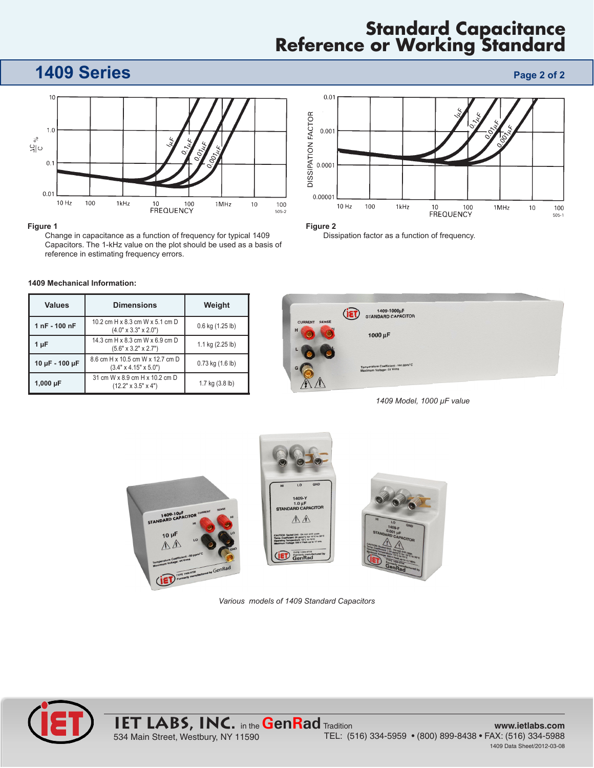# Standard Capacitance Reference or Working Standard

## 1409 Series

10
1.0
0.1
0.01
$\frac{\Delta C}{C}$ %
1μF
0.1μF
0.01μF
0.001μF
10 Hz 100 1kHz 10 100 1MHz 10 100
FREQUENCY
505-2

**Figure 1**
Change in capacitance as a function of frequency for typical 1409 Capacitors. The 1-kHz value on the plot should be used as a basis of reference in estimating frequency errors.

0.01
0.001
0.0001
0.00001
DISSIPATION FACTOR
1μF
0.1μF
0.01μF
0.001μF
10 Hz 100 1kHz 10 100 1MHz 10 100
FREQUENCY
505-1

**Figure 2**
Dissipation factor as a function of frequency.

**1409 Mechanical Information:**

| Values | Dimensions | Weight |
|---|---|---|
| 1 nF - 100 nF | 10.2 cm H x 8.3 cm W x 5.1 cm D (4.0" x 3.3" x 2.0") | 0.6 kg (1.25 lb) |
| 1 μF | 14.3 cm H x 8.3 cm W x 6.9 cm D (5.6" x 3.2" x 2.7") | 1.1 kg (2.25 lb) |
| 10 μF - 100 μF | 8.6 cm H x 10.5 cm W x 12.7 cm D (3.4" x 4.15" x 5.0") | 0.73 kg (1.6 lb) |
| 1,000 μF | 31 cm W x 8.9 cm H x 10.2 cm D (12.2" x 3.5" x 4") | 1.7 kg (3.8 lb) |

*1409 Model, 1000 μF value*

*Various models of 1409 Standard Capacitors*

**IET LABS, INC.** in the **GenRad** Tradition
534 Main Street, Westbury, NY 11590
www.ietlabs.com
TEL: (516) 334-5959 • (800) 899-8438 • FAX: (516) 334-5988
1409 Data Sheet/2012-03-08